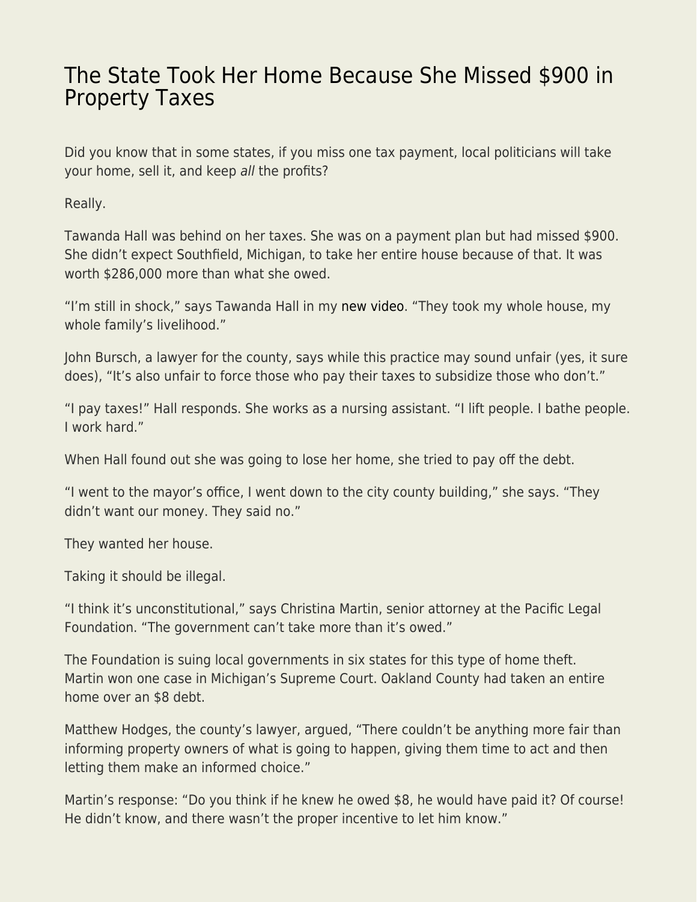# The State Took Her Home Because She Missed $900 in Property Taxes

Did you know that in some states, if you miss one tax payment, local politicians will take your home, sell it, and keep *all* the profits?

Really.

Tawanda Hall was behind on her taxes. She was on a payment plan but had missed $900. She didn't expect Southfield, Michigan, to take her entire house because of that. It was worth $286,000 more than what she owed.

"I'm still in shock," says Tawanda Hall in my new video. "They took my whole house, my whole family's livelihood."

John Bursch, a lawyer for the county, says while this practice may sound unfair (yes, it sure does), "It's also unfair to force those who pay their taxes to subsidize those who don't."

"I pay taxes!" Hall responds. She works as a nursing assistant. "I lift people. I bathe people. I work hard."

When Hall found out she was going to lose her home, she tried to pay off the debt.

"I went to the mayor's office, I went down to the city county building," she says. "They didn't want our money. They said no."

They wanted her house.

Taking it should be illegal.

"I think it's unconstitutional," says Christina Martin, senior attorney at the Pacific Legal Foundation. "The government can't take more than it's owed."

The Foundation is suing local governments in six states for this type of home theft. Martin won one case in Michigan's Supreme Court. Oakland County had taken an entire home over an $8 debt.

Matthew Hodges, the county's lawyer, argued, "There couldn't be anything more fair than informing property owners of what is going to happen, giving them time to act and then letting them make an informed choice."

Martin's response: "Do you think if he knew he owed $8, he would have paid it? Of course! He didn't know, and there wasn't the proper incentive to let him know."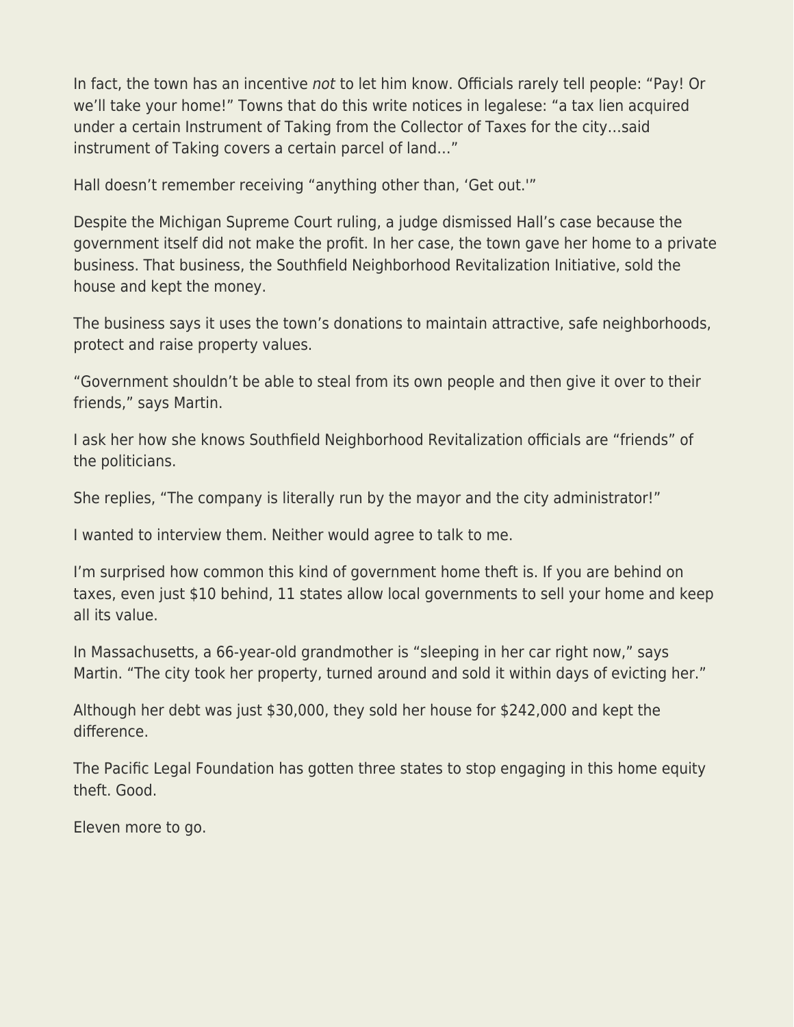In fact, the town has an incentive *not* to let him know. Officials rarely tell people: "Pay! Or we'll take your home!" Towns that do this write notices in legalese: "a tax lien acquired under a certain Instrument of Taking from the Collector of Taxes for the city…said instrument of Taking covers a certain parcel of land…"

Hall doesn't remember receiving "anything other than, 'Get out.'"

Despite the Michigan Supreme Court ruling, a judge dismissed Hall's case because the government itself did not make the profit. In her case, the town gave her home to a private business. That business, the Southfield Neighborhood Revitalization Initiative, sold the house and kept the money.

The business says it uses the town's donations to maintain attractive, safe neighborhoods, protect and raise property values.

"Government shouldn't be able to steal from its own people and then give it over to their friends," says Martin.

I ask her how she knows Southfield Neighborhood Revitalization officials are "friends" of the politicians.

She replies, "The company is literally run by the mayor and the city administrator!"

I wanted to interview them. Neither would agree to talk to me.

I'm surprised how common this kind of government home theft is. If you are behind on taxes, even just $10 behind, 11 states allow local governments to sell your home and keep all its value.

In Massachusetts, a 66-year-old grandmother is "sleeping in her car right now," says Martin. "The city took her property, turned around and sold it within days of evicting her."

Although her debt was just $30,000, they sold her house for $242,000 and kept the difference.

The Pacific Legal Foundation has gotten three states to stop engaging in this home equity theft. Good.

Eleven more to go.